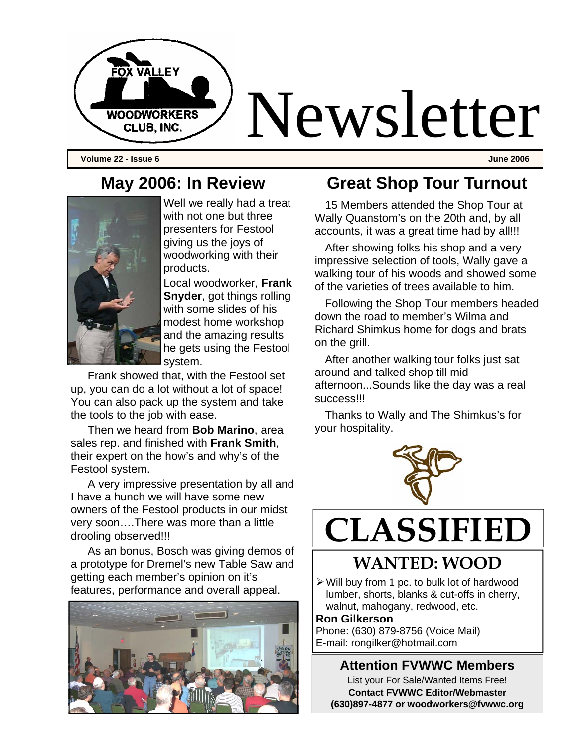# Fox Valley Woodworkers Club, Inc. Newsletter

**Volume 22 - Issue 6** **June 2006**

## May 2006: In Review

Well we really had a treat with not one but three presenters for Festool giving us the joys of woodworking with their products.

Local woodworker, **Frank Snyder**, got things rolling with some slides of his modest home workshop and the amazing results he gets using the Festool system.

Frank showed that, with the Festool set up, you can do a lot without a lot of space! You can also pack up the system and take the tools to the job with ease.

Then we heard from **Bob Marino**, area sales rep. and finished with **Frank Smith**, their expert on the how's and why's of the Festool system.

A very impressive presentation by all and I have a hunch we will have some new owners of the Festool products in our midst very soon….There was more than a little drooling observed!!!

As an bonus, Bosch was giving demos of a prototype for Dremel's new Table Saw and getting each member's opinion on it's features, performance and overall appeal.

## Great Shop Tour Turnout

15 Members attended the Shop Tour at Wally Quanstom's on the 20th and, by all accounts, it was a great time had by all!!!

After showing folks his shop and a very impressive selection of tools, Wally gave a walking tour of his woods and showed some of the varieties of trees available to him.

Following the Shop Tour members headed down the road to member's Wilma and Richard Shimkus home for dogs and brats on the grill.

After another walking tour folks just sat around and talked shop till mid-afternoon...Sounds like the day was a real success!!!

Thanks to Wally and The Shimkus's for your hospitality.

# CLASSIFIED

## WANTED: WOOD

- Will buy from 1 pc. to bulk lot of hardwood lumber, shorts, blanks & cut-offs in cherry, walnut, mahogany, redwood, etc.

**Ron Gilkerson**
Phone: (630) 879-8756 (Voice Mail)
E-mail: rongilker@hotmail.com

### Attention FVWWC Members

List your For Sale/Wanted Items Free!
**Contact FVWWC Editor/Webmaster**
**(630)897-4877 or woodworkers@fvwwc.org**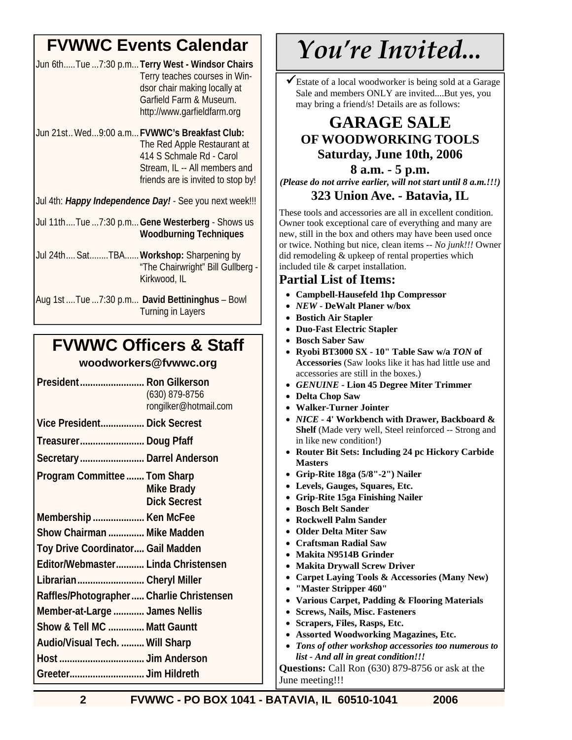## FVWWC Events Calendar

Jun 6th.....Tue ...7:30 p.m... **Terry West - Windsor Chairs** Terry teaches courses in Windsor chair making locally at Garfield Farm & Museum. http://www.garfieldfarm.org

Jun 21st.. Wed...9:00 a.m.... **FVWWC's Breakfast Club:** The Red Apple Restaurant at 414 S Schmale Rd - Carol Stream, IL -- All members and friends are is invited to stop by!

Jul 4th: ***Happy Independence Day!*** - See you next week!!!

Jul 11th....Tue ...7:30 p.m... **Gene Westerberg** - Shows us **Woodburning Techniques**

Jul 24th.... Sat........TBA...... **Workshop:** Sharpening by "The Chairwright" Bill Gullberg - Kirkwood, IL

Aug 1st ....Tue ...7:30 p.m... **David Bettininghus** – Bowl Turning in Layers

## FVWWC Officers & Staff

**woodworkers@fvwwc.org**

**President** ......................... **Ron Gilkerson**
(630) 879-8756
rongilker@hotmail.com

**Vice President** ................. **Dick Secrest**

**Treasurer** ......................... **Doug Pfaff**

**Secretary** ......................... **Darrel Anderson**

**Program Committee** ....... **Tom Sharp**, **Mike Brady**, **Dick Secrest**

**Membership** .................... **Ken McFee**

**Show Chairman** .............. **Mike Madden**

**Toy Drive Coordinator**.... **Gail Madden**

**Editor/Webmaster**........... **Linda Christensen**

**Librarian**.......................... **Cheryl Miller**

**Raffles/Photographer**..... **Charlie Christensen**

**Member-at-Large** ............ **James Nellis**

**Show & Tell MC** .............. **Matt Gauntt**

**Audio/Visual Tech.** ......... **Will Sharp**

**Host** ................................. **Jim Anderson**

**Greeter**............................. **Jim Hildreth**

# *You're Invited...*

✔Estate of a local woodworker is being sold at a Garage Sale and members ONLY are invited....But yes, you may bring a friend/s! Details are as follows:

## GARAGE SALE
### OF WOODWORKING TOOLS
### Saturday, June 10th, 2006
### 8 a.m. - 5 p.m.

***(Please do not arrive earlier, will not start until 8 a.m.!!!)***

### 323 Union Ave. - Batavia, IL

These tools and accessories are all in excellent condition. Owner took exceptional care of everything and many are new, still in the box and others may have been used once or twice. Nothing but nice, clean items -- *No junk!!!* Owner did remodeling & upkeep of rental properties which included tile & carpet installation.

### Partial List of Items:

- **Campbell-Hausefeld 1hp Compressor**
- ***NEW*** **- DeWalt Planer w/box**
- **Bostich Air Stapler**
- **Duo-Fast Electric Stapler**
- **Bosch Saber Saw**
- **Ryobi BT3000 SX - 10" Table Saw w/a** ***TON*** **of Accessories** (Saw looks like it has had little use and accessories are still in the boxes.)
- ***GENUINE*** **- Lion 45 Degree Miter Trimmer**
- **Delta Chop Saw**
- **Walker-Turner Jointer**
- ***NICE*** **- 4' Workbench with Drawer, Backboard & Shelf** (Made very well, Steel reinforced -- Strong and in like new condition!)
- **Router Bit Sets: Including 24 pc Hickory Carbide Masters**
- **Grip-Rite 18ga (5/8"-2") Nailer**
- **Levels, Gauges, Squares, Etc.**
- **Grip-Rite 15ga Finishing Nailer**
- **Bosch Belt Sander**
- **Rockwell Palm Sander**
- **Older Delta Miter Saw**
- **Craftsman Radial Saw**
- **Makita N9514B Grinder**
- **Makita Drywall Screw Driver**
- **Carpet Laying Tools & Accessories (Many New)**
- **"Master Stripper 460"**
- **Various Carpet, Padding & Flooring Materials**
- **Screws, Nails, Misc. Fasteners**
- **Scrapers, Files, Rasps, Etc.**
- **Assorted Woodworking Magazines, Etc.**
- ***Tons of other workshop accessories too numerous to list - And all in great condition!!!***

**Questions:** Call Ron (630) 879-8756 or ask at the June meeting!!!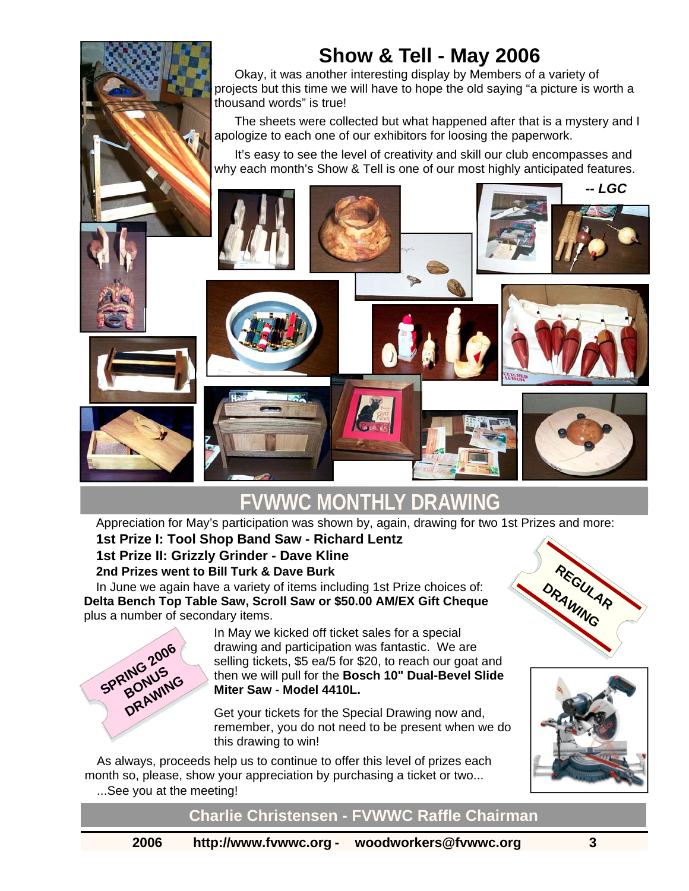# Show & Tell - May 2006

Okay, it was another interesting display by Members of a variety of projects but this time we will have to hope the old saying "a picture is worth a thousand words" is true!

The sheets were collected but what happened after that is a mystery and I apologize to each one of our exhibitors for loosing the paperwork.

It's easy to see the level of creativity and skill our club encompasses and why each month's Show & Tell is one of our most highly anticipated features.

***-- LGC***

## FVWWC MONTHLY DRAWING

Appreciation for May's participation was shown by, again, drawing for two 1st Prizes and more:

**1st Prize I: Tool Shop Band Saw - Richard Lentz**

**1st Prize II: Grizzly Grinder - Dave Kline**

**2nd Prizes went to Bill Turk & Dave Burk**

In June we again have a variety of items including 1st Prize choices of: **Delta Bench Top Table Saw, Scroll Saw or $50.00 AM/EX Gift Cheque** plus a number of secondary items.

REGULAR DRAWING

SPRING 2006 BONUS DRAWING

In May we kicked off ticket sales for a special drawing and participation was fantastic. We are selling tickets, $5 ea/5 for $20, to reach our goat and then we will pull for the **Bosch 10" Dual-Bevel Slide Miter Saw** - **Model 4410L.**

Get your tickets for the Special Drawing now and, remember, you do not need to be present when we do this drawing to win!

As always, proceeds help us to continue to offer this level of prizes each month so, please, show your appreciation by purchasing a ticket or two...

...See you at the meeting!

**Charlie Christensen - FVWWC Raffle Chairman**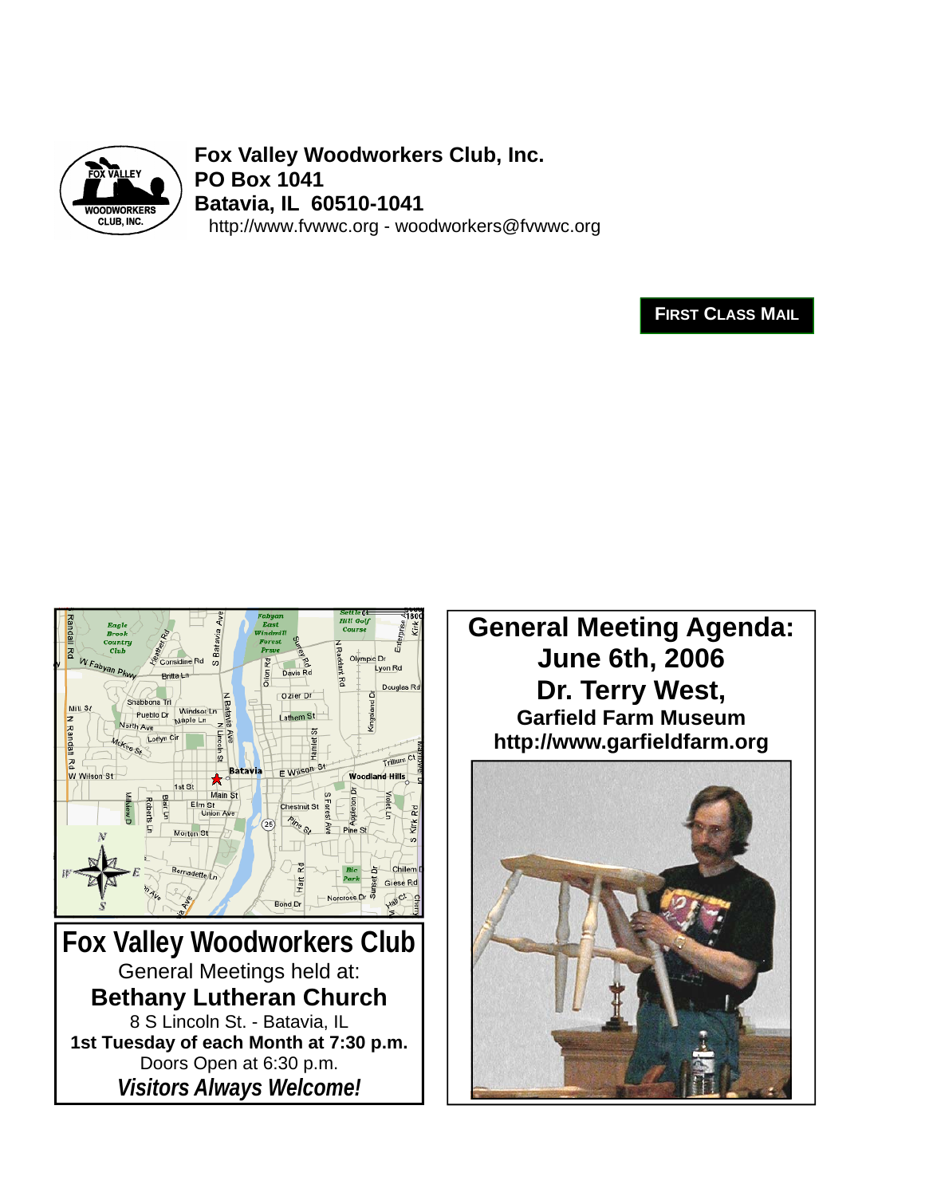**Fox Valley Woodworkers Club, Inc.**
**PO Box 1041**
**Batavia, IL 60510-1041**
http://www.fvwwc.org - woodworkers@fvwwc.org

**FIRST CLASS MAIL**

## Fox Valley Woodworkers Club

General Meetings held at:

**Bethany Lutheran Church**

8 S Lincoln St. - Batavia, IL

**1st Tuesday of each Month at 7:30 p.m.**

Doors Open at 6:30 p.m.

***Visitors Always Welcome!***

## General Meeting Agenda: June 6th, 2006

## Dr. Terry West,

**Garfield Farm Museum**

**http://www.garfieldfarm.org**